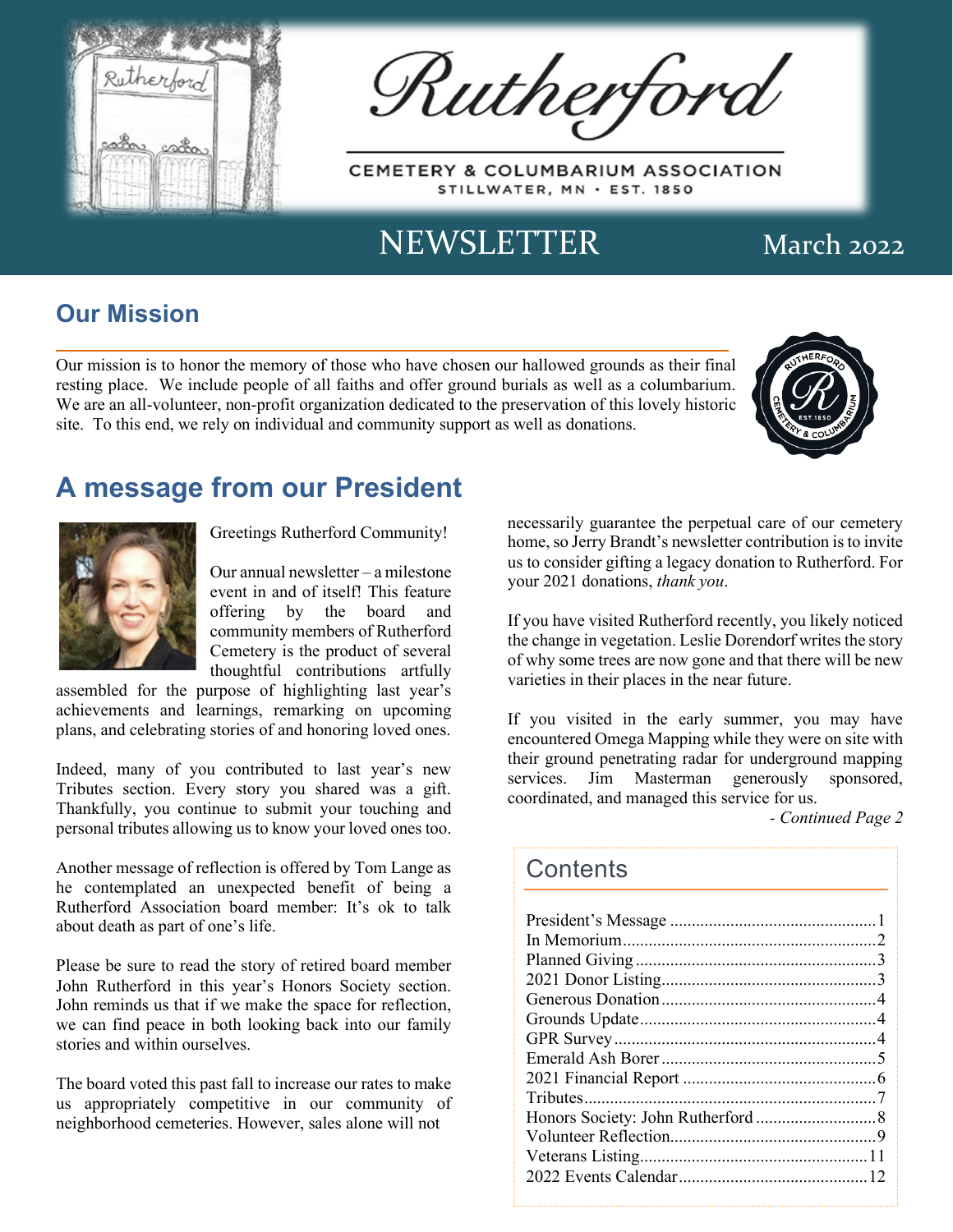# Rutherford

CEMETERY & COLUMBARIUM ASSOCIATION
STILLWATER, MN · EST. 1850

NEWSLETTER March 2022

## Our Mission

Our mission is to honor the memory of those who have chosen our hallowed grounds as their final resting place. We include people of all faiths and offer ground burials as well as a columbarium. We are an all-volunteer, non-profit organization dedicated to the preservation of this lovely historic site. To this end, we rely on individual and community support as well as donations.

## A message from our President

Greetings Rutherford Community!

Our annual newsletter – a milestone event in and of itself! This feature offering by the board and community members of Rutherford Cemetery is the product of several thoughtful contributions artfully assembled for the purpose of highlighting last year's achievements and learnings, remarking on upcoming plans, and celebrating stories of and honoring loved ones.

Indeed, many of you contributed to last year's new Tributes section. Every story you shared was a gift. Thankfully, you continue to submit your touching and personal tributes allowing us to know your loved ones too.

Another message of reflection is offered by Tom Lange as he contemplated an unexpected benefit of being a Rutherford Association board member: It's ok to talk about death as part of one's life.

Please be sure to read the story of retired board member John Rutherford in this year's Honors Society section. John reminds us that if we make the space for reflection, we can find peace in both looking back into our family stories and within ourselves.

The board voted this past fall to increase our rates to make us appropriately competitive in our community of neighborhood cemeteries. However, sales alone will not necessarily guarantee the perpetual care of our cemetery home, so Jerry Brandt's newsletter contribution is to invite us to consider gifting a legacy donation to Rutherford. For your 2021 donations, *thank you*.

If you have visited Rutherford recently, you likely noticed the change in vegetation. Leslie Dorendorf writes the story of why some trees are now gone and that there will be new varieties in their places in the near future.

If you visited in the early summer, you may have encountered Omega Mapping while they were on site with their ground penetrating radar for underground mapping services. Jim Masterman generously sponsored, coordinated, and managed this service for us.

*- Continued Page 2*

## Contents

- President's Message ... 1
- In Memorium ... 2
- Planned Giving ... 3
- 2021 Donor Listing ... 3
- Generous Donation ... 4
- Grounds Update ... 4
- GPR Survey ... 4
- Emerald Ash Borer ... 5
- 2021 Financial Report ... 6
- Tributes ... 7
- Honors Society: John Rutherford ... 8
- Volunteer Reflection ... 9
- Veterans Listing ... 11
- 2022 Events Calendar ... 12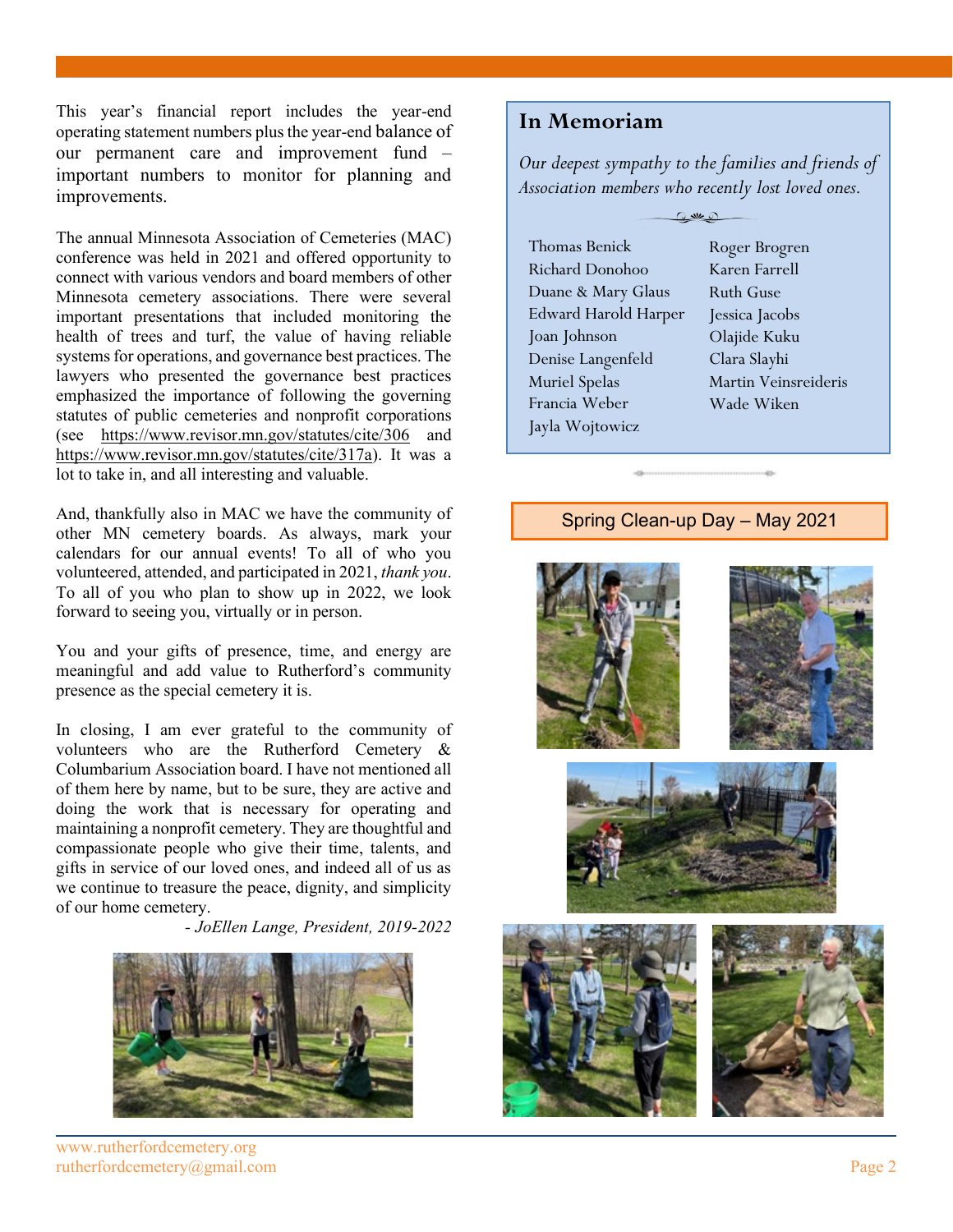This year's financial report includes the year-end operating statement numbers plus the year-end balance of our permanent care and improvement fund – important numbers to monitor for planning and improvements.

The annual Minnesota Association of Cemeteries (MAC) conference was held in 2021 and offered opportunity to connect with various vendors and board members of other Minnesota cemetery associations. There were several important presentations that included monitoring the health of trees and turf, the value of having reliable systems for operations, and governance best practices. The lawyers who presented the governance best practices emphasized the importance of following the governing statutes of public cemeteries and nonprofit corporations (see https://www.revisor.mn.gov/statutes/cite/306 and https://www.revisor.mn.gov/statutes/cite/317a). It was a lot to take in, and all interesting and valuable.

And, thankfully also in MAC we have the community of other MN cemetery boards. As always, mark your calendars for our annual events! To all of who you volunteered, attended, and participated in 2021, *thank you*. To all of you who plan to show up in 2022, we look forward to seeing you, virtually or in person.

You and your gifts of presence, time, and energy are meaningful and add value to Rutherford's community presence as the special cemetery it is.

In closing, I am ever grateful to the community of volunteers who are the Rutherford Cemetery & Columbarium Association board. I have not mentioned all of them here by name, but to be sure, they are active and doing the work that is necessary for operating and maintaining a nonprofit cemetery. They are thoughtful and compassionate people who give their time, talents, and gifts in service of our loved ones, and indeed all of us as we continue to treasure the peace, dignity, and simplicity of our home cemetery.

*- JoEllen Lange, President, 2019-2022*

## In Memoriam

*Our deepest sympathy to the families and friends of Association members who recently lost loved ones.*

- Thomas Benick
- Richard Donohoo
- Duane & Mary Glaus
- Edward Harold Harper
- Joan Johnson
- Denise Langenfeld
- Muriel Spelas
- Francia Weber
- Jayla Wojtowicz
- Roger Brogren
- Karen Farrell
- Ruth Guse
- Jessica Jacobs
- Olajide Kuku
- Clara Slayhi
- Martin Veinsreideris
- Wade Wiken

## Spring Clean-up Day – May 2021

www.rutherfordcemetery.org
rutherfordcemetery@gmail.com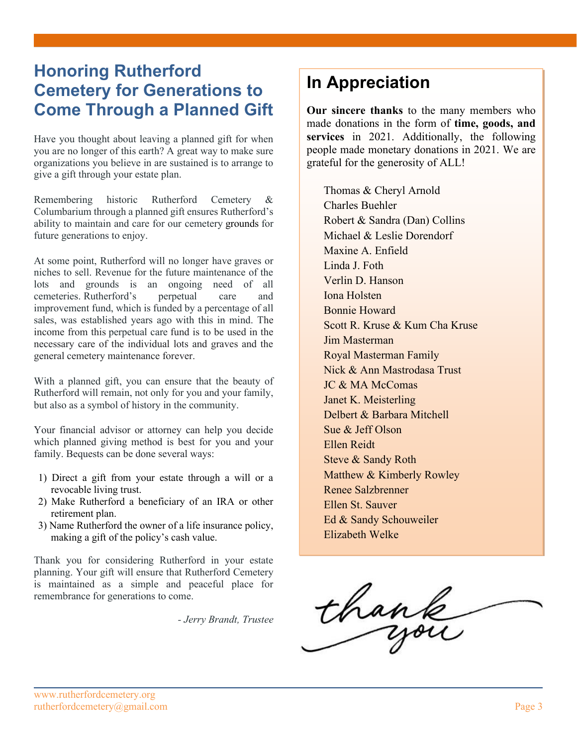# Honoring Rutherford Cemetery for Generations to Come Through a Planned Gift

Have you thought about leaving a planned gift for when you are no longer of this earth? A great way to make sure organizations you believe in are sustained is to arrange to give a gift through your estate plan.

Remembering historic Rutherford Cemetery & Columbarium through a planned gift ensures Rutherford's ability to maintain and care for our cemetery grounds for future generations to enjoy.

At some point, Rutherford will no longer have graves or niches to sell. Revenue for the future maintenance of the lots and grounds is an ongoing need of all cemeteries. Rutherford's perpetual care and improvement fund, which is funded by a percentage of all sales, was established years ago with this in mind. The income from this perpetual care fund is to be used in the necessary care of the individual lots and graves and the general cemetery maintenance forever.

With a planned gift, you can ensure that the beauty of Rutherford will remain, not only for you and your family, but also as a symbol of history in the community.

Your financial advisor or attorney can help you decide which planned giving method is best for you and your family. Bequests can be done several ways:

1) Direct a gift from your estate through a will or a revocable living trust.
2) Make Rutherford a beneficiary of an IRA or other retirement plan.
3) Name Rutherford the owner of a life insurance policy, making a gift of the policy's cash value.

Thank you for considering Rutherford in your estate planning. Your gift will ensure that Rutherford Cemetery is maintained as a simple and peaceful place for remembrance for generations to come.

*- Jerry Brandt, Trustee*

## In Appreciation

**Our sincere thanks** to the many members who made donations in the form of **time, goods, and services** in 2021. Additionally, the following people made monetary donations in 2021. We are grateful for the generosity of ALL!

Thomas & Cheryl Arnold
Charles Buehler
Robert & Sandra (Dan) Collins
Michael & Leslie Dorendorf
Maxine A. Enfield
Linda J. Foth
Verlin D. Hanson
Iona Holsten
Bonnie Howard
Scott R. Kruse & Kum Cha Kruse
Jim Masterman
Royal Masterman Family
Nick & Ann Mastrodasa Trust
JC & MA McComas
Janet K. Meisterling
Delbert & Barbara Mitchell
Sue & Jeff Olson
Ellen Reidt
Steve & Sandy Roth
Matthew & Kimberly Rowley
Renee Salzbrenner
Ellen St. Sauver
Ed & Sandy Schouweiler
Elizabeth Welke

thank you

www.rutherfordcemetery.org
rutherfordcemetery@gmail.com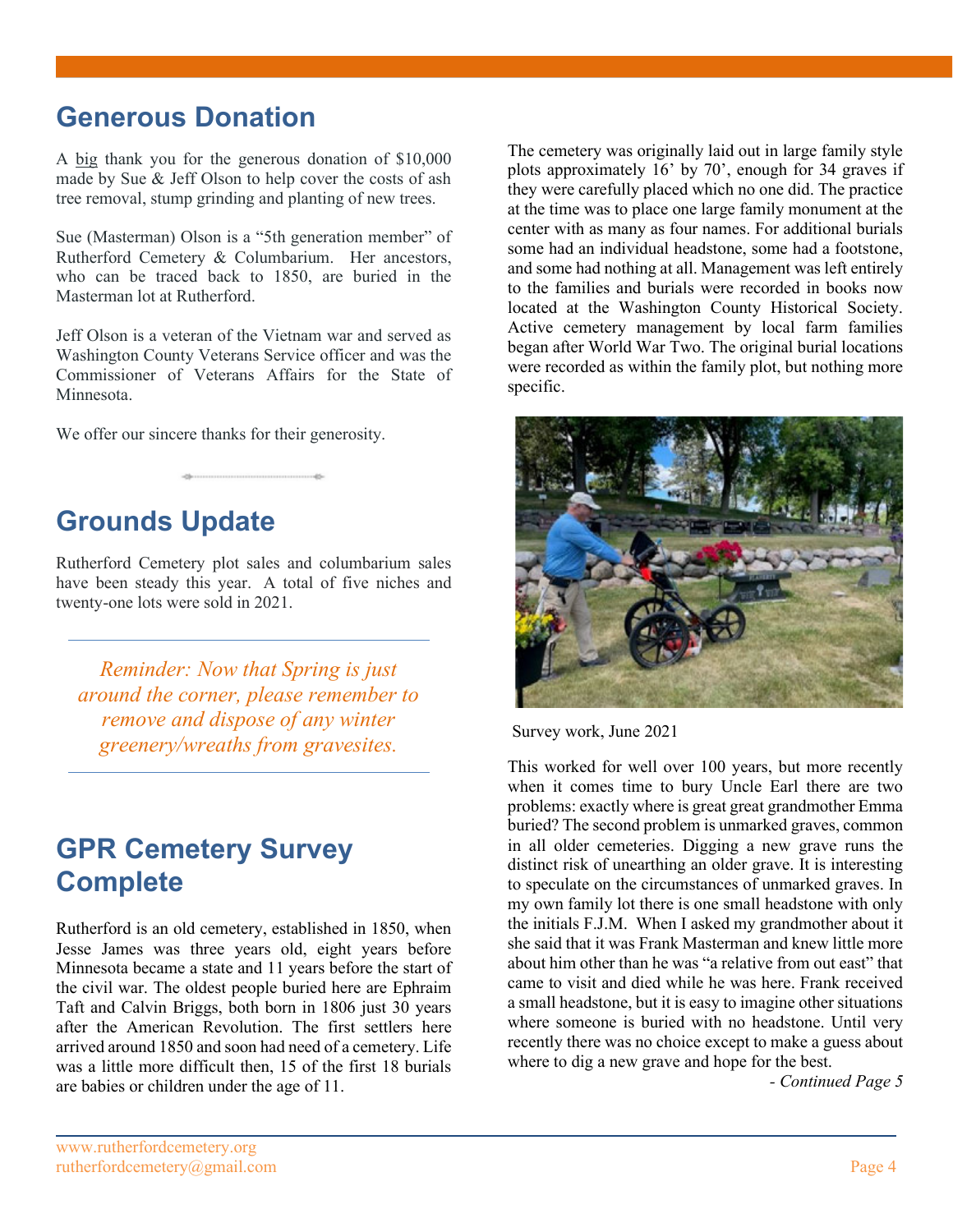## Generous Donation

A big thank you for the generous donation of $10,000 made by Sue & Jeff Olson to help cover the costs of ash tree removal, stump grinding and planting of new trees.

Sue (Masterman) Olson is a "5th generation member" of Rutherford Cemetery & Columbarium. Her ancestors, who can be traced back to 1850, are buried in the Masterman lot at Rutherford.

Jeff Olson is a veteran of the Vietnam war and served as Washington County Veterans Service officer and was the Commissioner of Veterans Affairs for the State of Minnesota.

We offer our sincere thanks for their generosity.

## Grounds Update

Rutherford Cemetery plot sales and columbarium sales have been steady this year. A total of five niches and twenty-one lots were sold in 2021.

*Reminder: Now that Spring is just around the corner, please remember to remove and dispose of any winter greenery/wreaths from gravesites.*

## GPR Cemetery Survey Complete

Rutherford is an old cemetery, established in 1850, when Jesse James was three years old, eight years before Minnesota became a state and 11 years before the start of the civil war. The oldest people buried here are Ephraim Taft and Calvin Briggs, both born in 1806 just 30 years after the American Revolution. The first settlers here arrived around 1850 and soon had need of a cemetery. Life was a little more difficult then, 15 of the first 18 burials are babies or children under the age of 11.

The cemetery was originally laid out in large family style plots approximately 16' by 70', enough for 34 graves if they were carefully placed which no one did. The practice at the time was to place one large family monument at the center with as many as four names. For additional burials some had an individual headstone, some had a footstone, and some had nothing at all. Management was left entirely to the families and burials were recorded in books now located at the Washington County Historical Society. Active cemetery management by local farm families began after World War Two. The original burial locations were recorded as within the family plot, but nothing more specific.

Survey work, June 2021

This worked for well over 100 years, but more recently when it comes time to bury Uncle Earl there are two problems: exactly where is great great grandmother Emma buried? The second problem is unmarked graves, common in all older cemeteries. Digging a new grave runs the distinct risk of unearthing an older grave. It is interesting to speculate on the circumstances of unmarked graves. In my own family lot there is one small headstone with only the initials F.J.M. When I asked my grandmother about it she said that it was Frank Masterman and knew little more about him other than he was "a relative from out east" that came to visit and died while he was here. Frank received a small headstone, but it is easy to imagine other situations where someone is buried with no headstone. Until very recently there was no choice except to make a guess about where to dig a new grave and hope for the best.

*- Continued Page 5*

www.rutherfordcemetery.org
rutherfordcemetery@gmail.com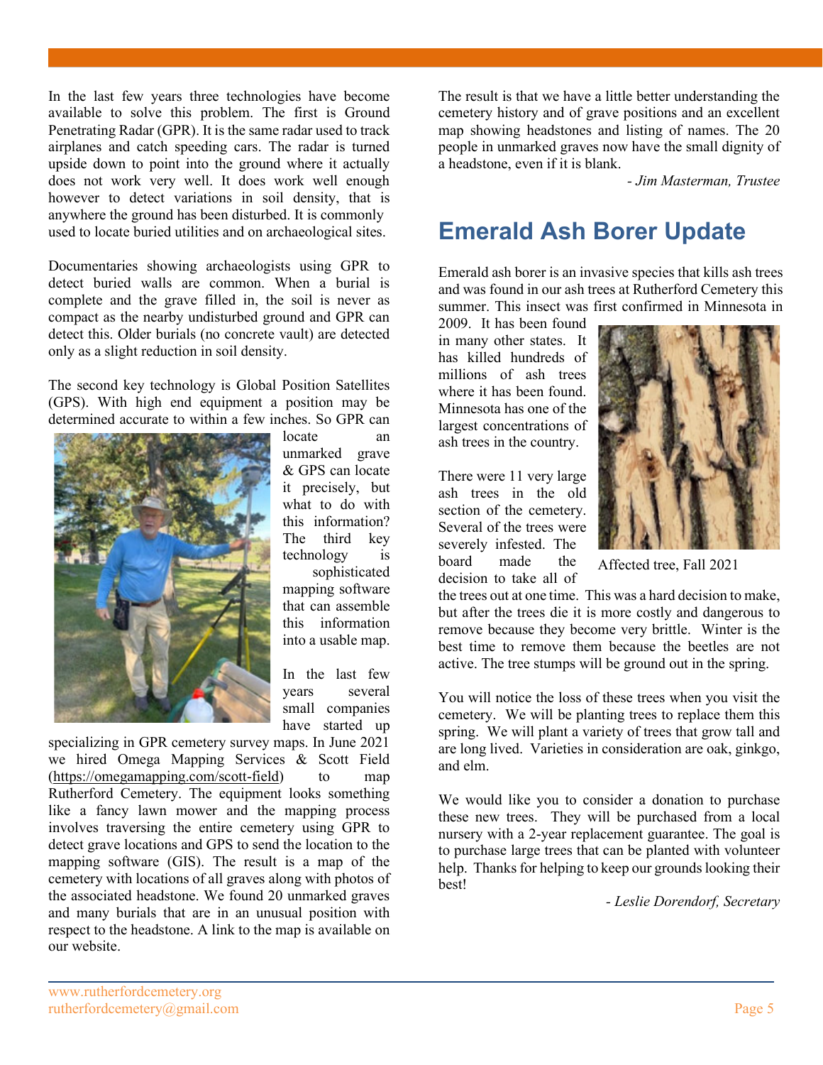In the last few years three technologies have become available to solve this problem. The first is Ground Penetrating Radar (GPR). It is the same radar used to track airplanes and catch speeding cars. The radar is turned upside down to point into the ground where it actually does not work very well. It does work well enough however to detect variations in soil density, that is anywhere the ground has been disturbed. It is commonly used to locate buried utilities and on archaeological sites.

Documentaries showing archaeologists using GPR to detect buried walls are common. When a burial is complete and the grave filled in, the soil is never as compact as the nearby undisturbed ground and GPR can detect this. Older burials (no concrete vault) are detected only as a slight reduction in soil density.

The second key technology is Global Position Satellites (GPS). With high end equipment a position may be determined accurate to within a few inches. So GPR can locate an unmarked grave & GPS can locate it precisely, but what to do with this information? The third key technology is sophisticated mapping software that can assemble this information into a usable map.

In the last few years several small companies have started up specializing in GPR cemetery survey maps. In June 2021 we hired Omega Mapping Services & Scott Field (https://omegamapping.com/scott-field) to map Rutherford Cemetery. The equipment looks something like a fancy lawn mower and the mapping process involves traversing the entire cemetery using GPR to detect grave locations and GPS to send the location to the mapping software (GIS). The result is a map of the cemetery with locations of all graves along with photos of the associated headstone. We found 20 unmarked graves and many burials that are in an unusual position with respect to the headstone. A link to the map is available on our website.

The result is that we have a little better understanding the cemetery history and of grave positions and an excellent map showing headstones and listing of names. The 20 people in unmarked graves now have the small dignity of a headstone, even if it is blank.

*- Jim Masterman, Trustee*

## Emerald Ash Borer Update

Emerald ash borer is an invasive species that kills ash trees and was found in our ash trees at Rutherford Cemetery this summer. This insect was first confirmed in Minnesota in 2009. It has been found in many other states. It has killed hundreds of millions of ash trees where it has been found. Minnesota has one of the largest concentrations of ash trees in the country.

Affected tree, Fall 2021

There were 11 very large ash trees in the old section of the cemetery. Several of the trees were severely infested. The board made the decision to take all of the trees out at one time. This was a hard decision to make, but after the trees die it is more costly and dangerous to remove because they become very brittle. Winter is the best time to remove them because the beetles are not active. The tree stumps will be ground out in the spring.

You will notice the loss of these trees when you visit the cemetery. We will be planting trees to replace them this spring. We will plant a variety of trees that grow tall and are long lived. Varieties in consideration are oak, ginkgo, and elm.

We would like you to consider a donation to purchase these new trees. They will be purchased from a local nursery with a 2-year replacement guarantee. The goal is to purchase large trees that can be planted with volunteer help. Thanks for helping to keep our grounds looking their best!

*- Leslie Dorendorf, Secretary*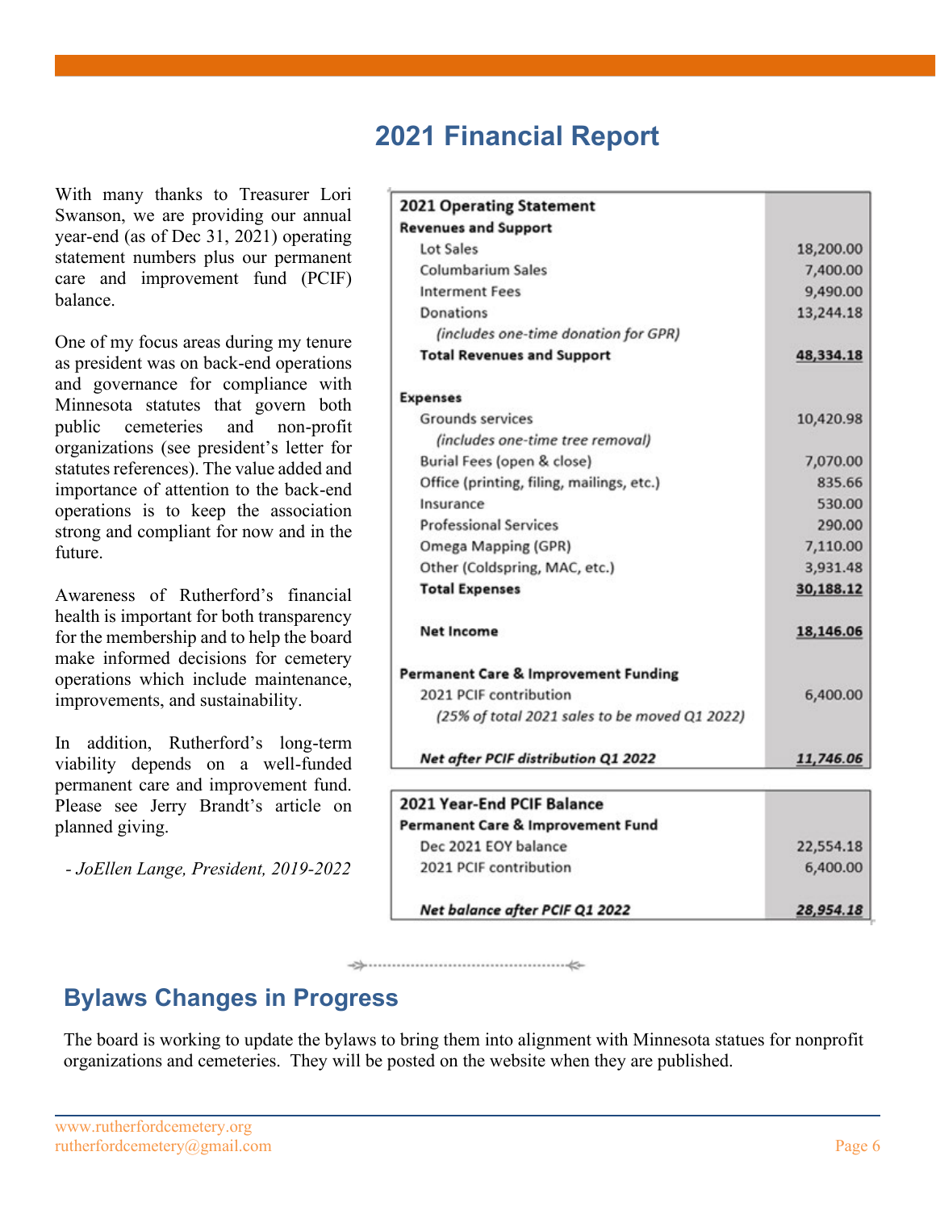# 2021 Financial Report

With many thanks to Treasurer Lori Swanson, we are providing our annual year-end (as of Dec 31, 2021) operating statement numbers plus our permanent care and improvement fund (PCIF) balance.

One of my focus areas during my tenure as president was on back-end operations and governance for compliance with Minnesota statutes that govern both public cemeteries and non-profit organizations (see president's letter for statutes references). The value added and importance of attention to the back-end operations is to keep the association strong and compliant for now and in the future.

Awareness of Rutherford's financial health is important for both transparency for the membership and to help the board make informed decisions for cemetery operations which include maintenance, improvements, and sustainability.

In addition, Rutherford's long-term viability depends on a well-funded permanent care and improvement fund. Please see Jerry Brandt's article on planned giving.

*- JoEllen Lange, President, 2019-2022*

| **2021 Operating Statement** | |
|---|---|
| **Revenues and Support** | |
| Lot Sales | 18,200.00 |
| Columbarium Sales | 7,400.00 |
| Interment Fees | 9,490.00 |
| Donations | 13,244.18 |
| *(includes one-time donation for GPR)* | |
| **Total Revenues and Support** | **48,334.18** |
| | |
| **Expenses** | |
| Grounds services | 10,420.98 |
| *(includes one-time tree removal)* | |
| Burial Fees (open & close) | 7,070.00 |
| Office (printing, filing, mailings, etc.) | 835.66 |
| Insurance | 530.00 |
| Professional Services | 290.00 |
| Omega Mapping (GPR) | 7,110.00 |
| Other (Coldspring, MAC, etc.) | 3,931.48 |
| **Total Expenses** | **30,188.12** |
| | |
| **Net Income** | **18,146.06** |
| | |
| **Permanent Care & Improvement Funding** | |
| 2021 PCIF contribution | 6,400.00 |
| *(25% of total 2021 sales to be moved Q1 2022)* | |
| | |
| ***Net after PCIF distribution Q1 2022*** | ***11,746.06*** |

| **2021 Year-End PCIF Balance** | |
|---|---|
| **Permanent Care & Improvement Fund** | |
| Dec 2021 EOY balance | 22,554.18 |
| 2021 PCIF contribution | 6,400.00 |
| | |
| ***Net balance after PCIF Q1 2022*** | ***28,954.18*** |

## Bylaws Changes in Progress

The board is working to update the bylaws to bring them into alignment with Minnesota statues for nonprofit organizations and cemeteries. They will be posted on the website when they are published.

www.rutherfordcemetery.org
rutherfordcemetery@gmail.com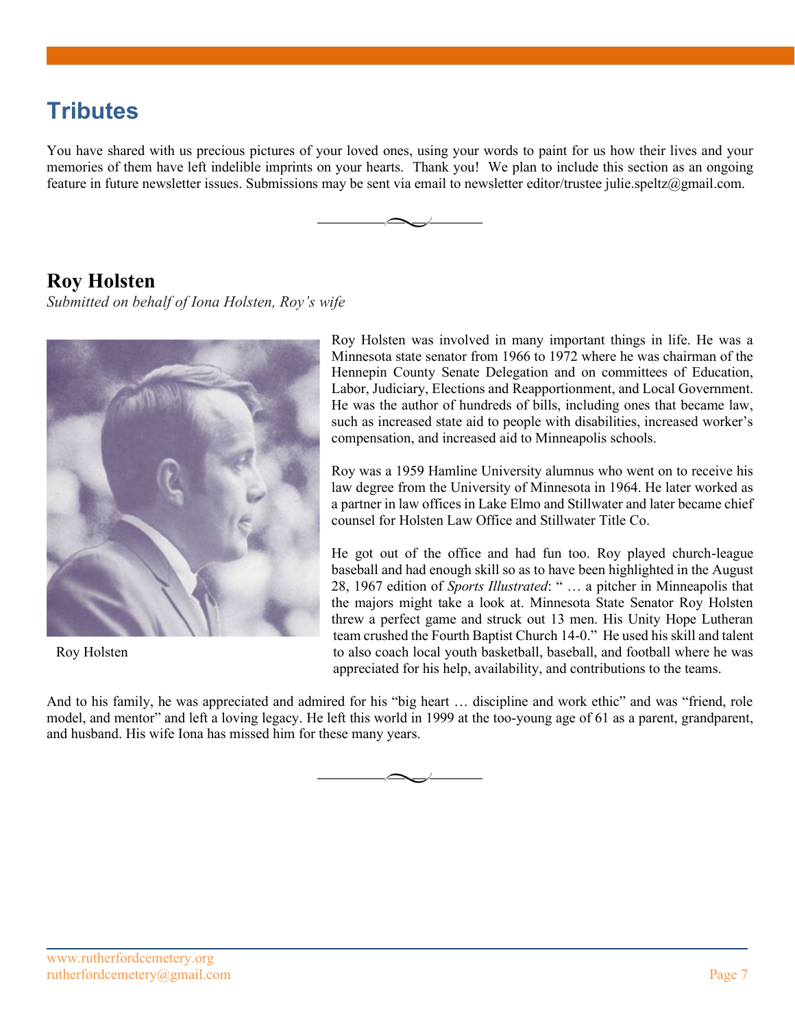## Tributes

You have shared with us precious pictures of your loved ones, using your words to paint for us how their lives and your memories of them have left indelible imprints on your hearts. Thank you! We plan to include this section as an ongoing feature in future newsletter issues. Submissions may be sent via email to newsletter editor/trustee julie.speltz@gmail.com.

### Roy Holsten

*Submitted on behalf of Iona Holsten, Roy's wife*

Roy Holsten

Roy Holsten was involved in many important things in life. He was a Minnesota state senator from 1966 to 1972 where he was chairman of the Hennepin County Senate Delegation and on committees of Education, Labor, Judiciary, Elections and Reapportionment, and Local Government. He was the author of hundreds of bills, including ones that became law, such as increased state aid to people with disabilities, increased worker's compensation, and increased aid to Minneapolis schools.

Roy was a 1959 Hamline University alumnus who went on to receive his law degree from the University of Minnesota in 1964. He later worked as a partner in law offices in Lake Elmo and Stillwater and later became chief counsel for Holsten Law Office and Stillwater Title Co.

He got out of the office and had fun too. Roy played church-league baseball and had enough skill so as to have been highlighted in the August 28, 1967 edition of *Sports Illustrated*: " … a pitcher in Minneapolis that the majors might take a look at. Minnesota State Senator Roy Holsten threw a perfect game and struck out 13 men. His Unity Hope Lutheran team crushed the Fourth Baptist Church 14-0." He used his skill and talent to also coach local youth basketball, baseball, and football where he was appreciated for his help, availability, and contributions to the teams.

And to his family, he was appreciated and admired for his "big heart … discipline and work ethic" and was "friend, role model, and mentor" and left a loving legacy. He left this world in 1999 at the too-young age of 61 as a parent, grandparent, and husband. His wife Iona has missed him for these many years.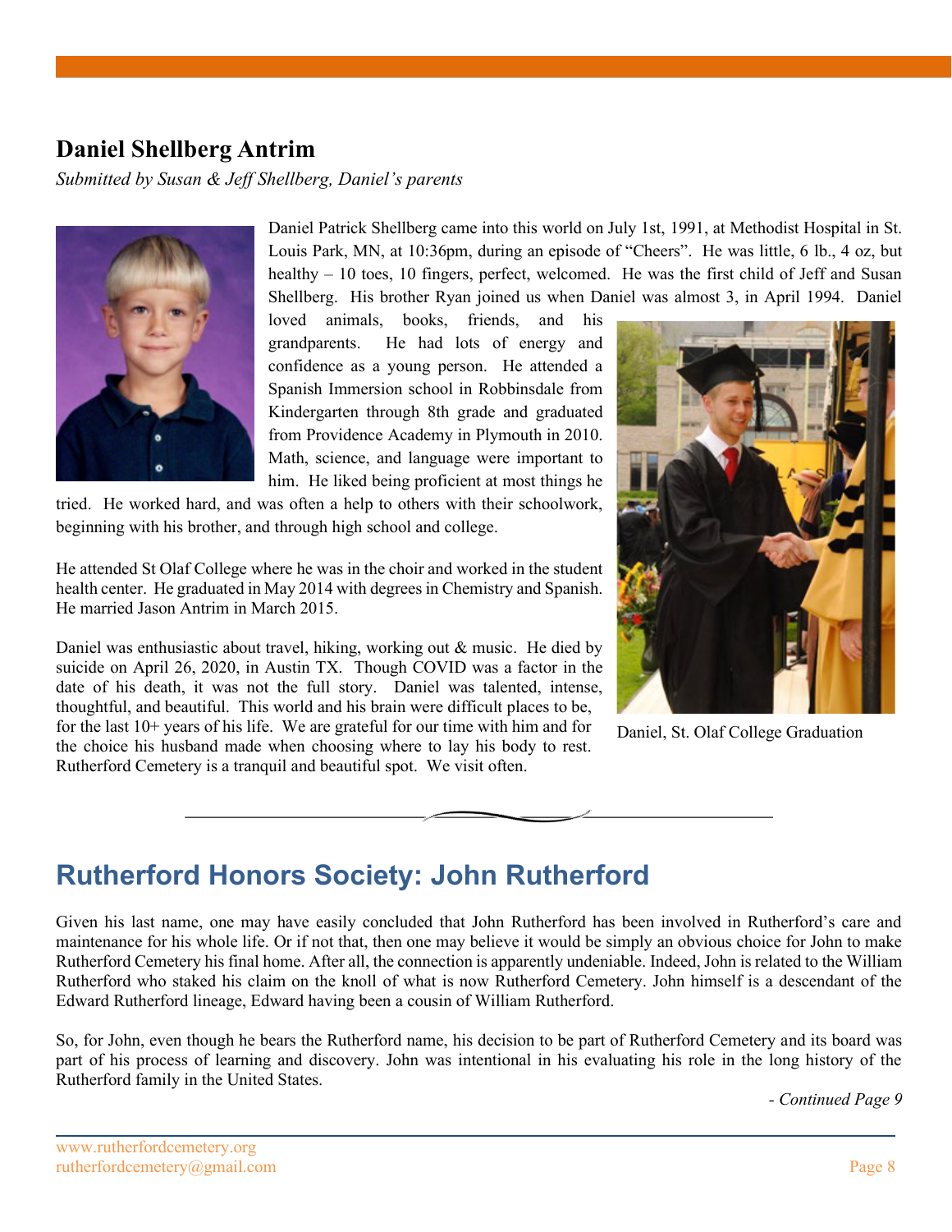## Daniel Shellberg Antrim

*Submitted by Susan & Jeff Shellberg, Daniel's parents*

Daniel Patrick Shellberg came into this world on July 1st, 1991, at Methodist Hospital in St. Louis Park, MN, at 10:36pm, during an episode of "Cheers". He was little, 6 lb., 4 oz, but healthy – 10 toes, 10 fingers, perfect, welcomed. He was the first child of Jeff and Susan Shellberg. His brother Ryan joined us when Daniel was almost 3, in April 1994. Daniel loved animals, books, friends, and his grandparents. He had lots of energy and confidence as a young person. He attended a Spanish Immersion school in Robbinsdale from Kindergarten through 8th grade and graduated from Providence Academy in Plymouth in 2010. Math, science, and language were important to him. He liked being proficient at most things he tried. He worked hard, and was often a help to others with their schoolwork, beginning with his brother, and through high school and college.

He attended St Olaf College where he was in the choir and worked in the student health center. He graduated in May 2014 with degrees in Chemistry and Spanish. He married Jason Antrim in March 2015.

Daniel was enthusiastic about travel, hiking, working out & music. He died by suicide on April 26, 2020, in Austin TX. Though COVID was a factor in the date of his death, it was not the full story. Daniel was talented, intense, thoughtful, and beautiful. This world and his brain were difficult places to be, for the last 10+ years of his life. We are grateful for our time with him and for the choice his husband made when choosing where to lay his body to rest. Rutherford Cemetery is a tranquil and beautiful spot. We visit often.

Daniel, St. Olaf College Graduation

## Rutherford Honors Society: John Rutherford

Given his last name, one may have easily concluded that John Rutherford has been involved in Rutherford's care and maintenance for his whole life. Or if not that, then one may believe it would be simply an obvious choice for John to make Rutherford Cemetery his final home. After all, the connection is apparently undeniable. Indeed, John is related to the William Rutherford who staked his claim on the knoll of what is now Rutherford Cemetery. John himself is a descendant of the Edward Rutherford lineage, Edward having been a cousin of William Rutherford.

So, for John, even though he bears the Rutherford name, his decision to be part of Rutherford Cemetery and its board was part of his process of learning and discovery. John was intentional in his evaluating his role in the long history of the Rutherford family in the United States.

*- Continued Page 9*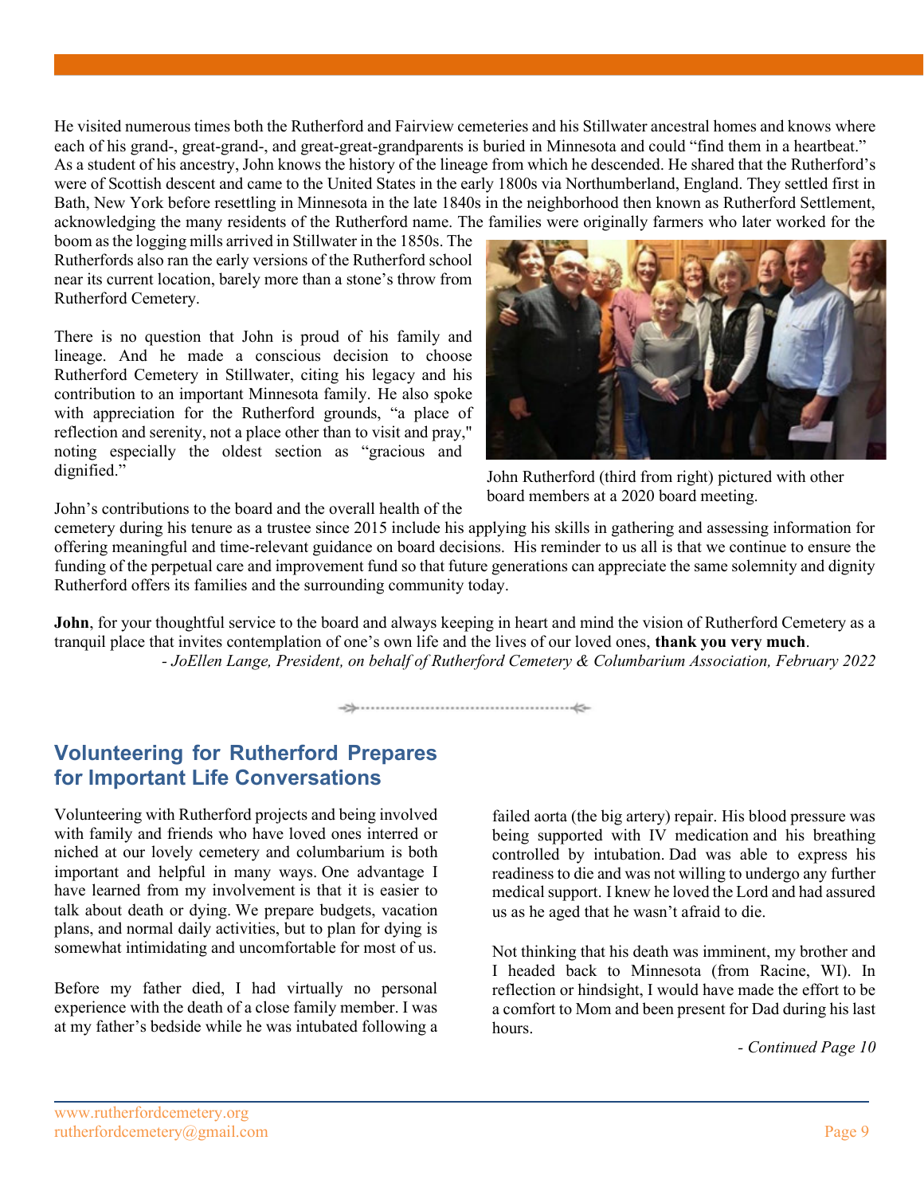He visited numerous times both the Rutherford and Fairview cemeteries and his Stillwater ancestral homes and knows where each of his grand-, great-grand-, and great-great-grandparents is buried in Minnesota and could "find them in a heartbeat." As a student of his ancestry, John knows the history of the lineage from which he descended. He shared that the Rutherford's were of Scottish descent and came to the United States in the early 1800s via Northumberland, England. They settled first in Bath, New York before resettling in Minnesota in the late 1840s in the neighborhood then known as Rutherford Settlement, acknowledging the many residents of the Rutherford name. The families were originally farmers who later worked for the boom as the logging mills arrived in Stillwater in the 1850s. The Rutherfords also ran the early versions of the Rutherford school near its current location, barely more than a stone's throw from Rutherford Cemetery.

There is no question that John is proud of his family and lineage. And he made a conscious decision to choose Rutherford Cemetery in Stillwater, citing his legacy and his contribution to an important Minnesota family. He also spoke with appreciation for the Rutherford grounds, "a place of reflection and serenity, not a place other than to visit and pray," noting especially the oldest section as "gracious and dignified."

John Rutherford (third from right) pictured with other board members at a 2020 board meeting.

John's contributions to the board and the overall health of the cemetery during his tenure as a trustee since 2015 include his applying his skills in gathering and assessing information for offering meaningful and time-relevant guidance on board decisions. His reminder to us all is that we continue to ensure the funding of the perpetual care and improvement fund so that future generations can appreciate the same solemnity and dignity Rutherford offers its families and the surrounding community today.

**John**, for your thoughtful service to the board and always keeping in heart and mind the vision of Rutherford Cemetery as a tranquil place that invites contemplation of one's own life and the lives of our loved ones, **thank you very much**.

*- JoEllen Lange, President, on behalf of Rutherford Cemetery & Columbarium Association, February 2022*

## Volunteering for Rutherford Prepares for Important Life Conversations

Volunteering with Rutherford projects and being involved with family and friends who have loved ones interred or niched at our lovely cemetery and columbarium is both important and helpful in many ways. One advantage I have learned from my involvement is that it is easier to talk about death or dying. We prepare budgets, vacation plans, and normal daily activities, but to plan for dying is somewhat intimidating and uncomfortable for most of us.

Before my father died, I had virtually no personal experience with the death of a close family member. I was at my father's bedside while he was intubated following a failed aorta (the big artery) repair. His blood pressure was being supported with IV medication and his breathing controlled by intubation. Dad was able to express his readiness to die and was not willing to undergo any further medical support. I knew he loved the Lord and had assured us as he aged that he wasn't afraid to die.

Not thinking that his death was imminent, my brother and I headed back to Minnesota (from Racine, WI). In reflection or hindsight, I would have made the effort to be a comfort to Mom and been present for Dad during his last hours.

*- Continued Page 10*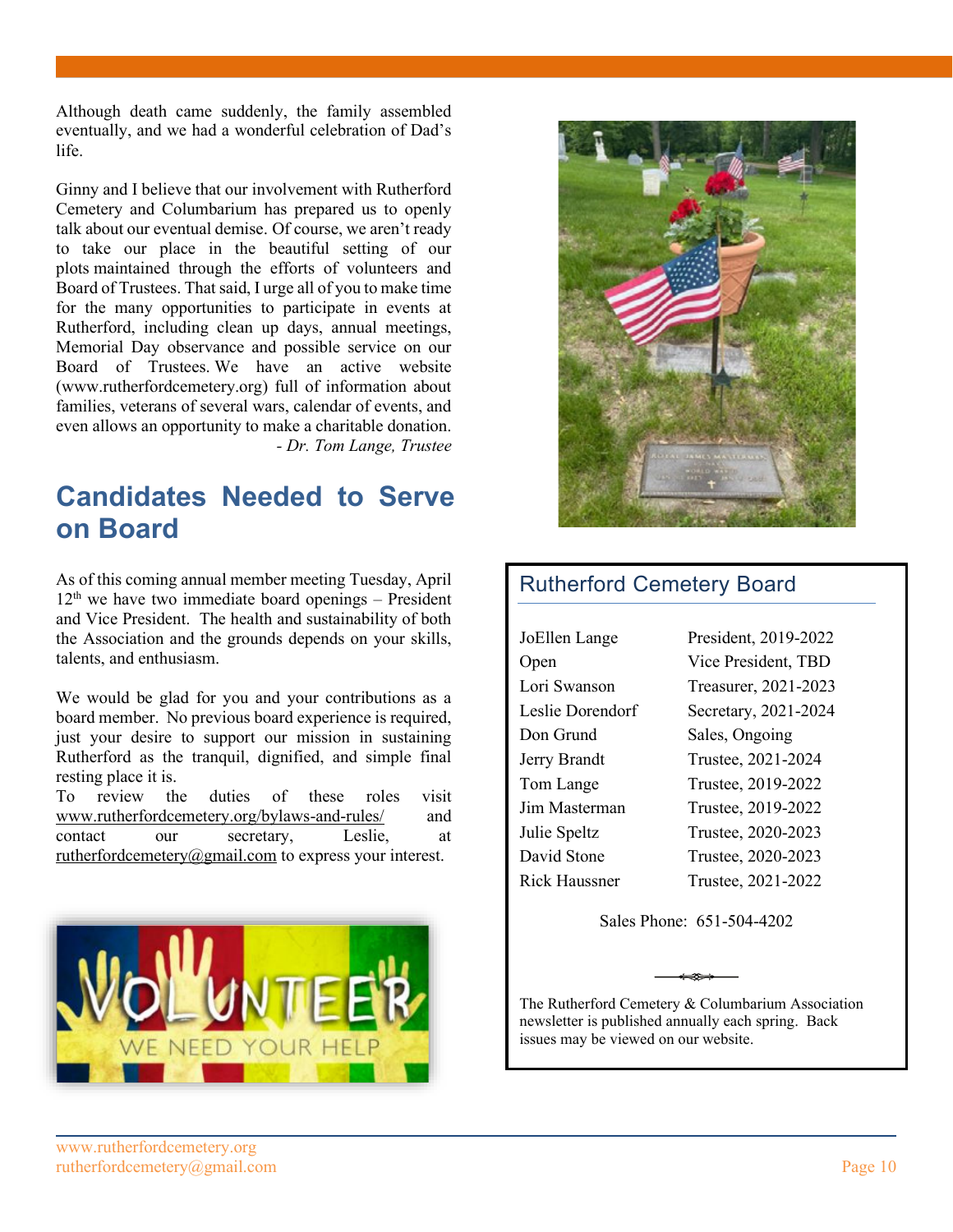Although death came suddenly, the family assembled eventually, and we had a wonderful celebration of Dad's life.

Ginny and I believe that our involvement with Rutherford Cemetery and Columbarium has prepared us to openly talk about our eventual demise. Of course, we aren't ready to take our place in the beautiful setting of our plots maintained through the efforts of volunteers and Board of Trustees. That said, I urge all of you to make time for the many opportunities to participate in events at Rutherford, including clean up days, annual meetings, Memorial Day observance and possible service on our Board of Trustees. We have an active website (www.rutherfordcemetery.org) full of information about families, veterans of several wars, calendar of events, and even allows an opportunity to make a charitable donation.

*- Dr. Tom Lange, Trustee*

## Candidates Needed to Serve on Board

As of this coming annual member meeting Tuesday, April 12th we have two immediate board openings – President and Vice President. The health and sustainability of both the Association and the grounds depends on your skills, talents, and enthusiasm.

We would be glad for you and your contributions as a board member. No previous board experience is required, just your desire to support our mission in sustaining Rutherford as the tranquil, dignified, and simple final resting place it is.
To review the duties of these roles visit www.rutherfordcemetery.org/bylaws-and-rules/ and contact our secretary, Leslie, at rutherfordcemetery@gmail.com to express your interest.

## Rutherford Cemetery Board

| | |
|---|---|
| JoEllen Lange | President, 2019-2022 |
| Open | Vice President, TBD |
| Lori Swanson | Treasurer, 2021-2023 |
| Leslie Dorendorf | Secretary, 2021-2024 |
| Don Grund | Sales, Ongoing |
| Jerry Brandt | Trustee, 2021-2024 |
| Tom Lange | Trustee, 2019-2022 |
| Jim Masterman | Trustee, 2019-2022 |
| Julie Speltz | Trustee, 2020-2023 |
| David Stone | Trustee, 2020-2023 |
| Rick Haussner | Trustee, 2021-2022 |

Sales Phone: 651-504-4202

The Rutherford Cemetery & Columbarium Association newsletter is published annually each spring. Back issues may be viewed on our website.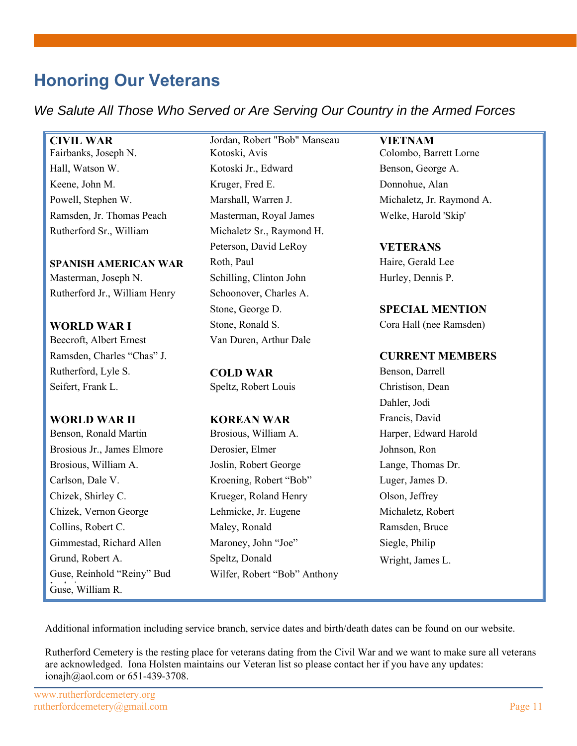# Honoring Our Veterans

*We Salute All Those Who Served or Are Serving Our Country in the Armed Forces*

**CIVIL WAR**
Fairbanks, Joseph N.
Hall, Watson W.
Keene, John M.
Powell, Stephen W.
Ramsden, Jr. Thomas Peach
Rutherford Sr., William

**SPANISH AMERICAN WAR**
Masterman, Joseph N.
Rutherford Jr., William Henry

**WORLD WAR I**
Beecroft, Albert Ernest
Ramsden, Charles "Chas" J.
Rutherford, Lyle S.
Seifert, Frank L.

**WORLD WAR II**
Benson, Ronald Martin
Brosious Jr., James Elmore
Brosious, William A.
Carlson, Dale V.
Chizek, Shirley C.
Chizek, Vernon George
Collins, Robert C.
Gimmestad, Richard Allen
Grund, Robert A.
Guse, Reinhold "Reiny" Bud Ludwig
Guse, William R.
Jordan, Robert "Bob" Manseau
Kotoski, Avis
Kotoski Jr., Edward
Kruger, Fred E.
Marshall, Warren J.
Masterman, Royal James
Michaletz Sr., Raymond H.
Peterson, David LeRoy
Roth, Paul
Schilling, Clinton John
Schoonover, Charles A.
Stone, George D.
Stone, Ronald S.
Van Duren, Arthur Dale

**COLD WAR**
Speltz, Robert Louis

**KOREAN WAR**
Brosious, William A.
Derosier, Elmer
Joslin, Robert George
Kroening, Robert "Bob"
Krueger, Roland Henry
Lehmicke, Jr. Eugene
Maley, Ronald
Maroney, John "Joe"
Speltz, Donald
Wilfer, Robert "Bob" Anthony

**VIETNAM**
Colombo, Barrett Lorne
Benson, George A.
Donnohue, Alan
Michaletz, Jr. Raymond A.
Welke, Harold 'Skip'

**VETERANS**
Haire, Gerald Lee
Hurley, Dennis P.

**SPECIAL MENTION**
Cora Hall (nee Ramsden)

**CURRENT MEMBERS**
Benson, Darrell
Christison, Dean
Dahler, Jodi
Francis, David
Harper, Edward Harold
Johnson, Ron
Lange, Thomas Dr.
Luger, James D.
Olson, Jeffrey
Michaletz, Robert
Ramsden, Bruce
Siegle, Philip
Wright, James L.

Additional information including service branch, service dates and birth/death dates can be found on our website.

Rutherford Cemetery is the resting place for veterans dating from the Civil War and we want to make sure all veterans are acknowledged. Iona Holsten maintains our Veteran list so please contact her if you have any updates: ionajh@aol.com or 651-439-3708.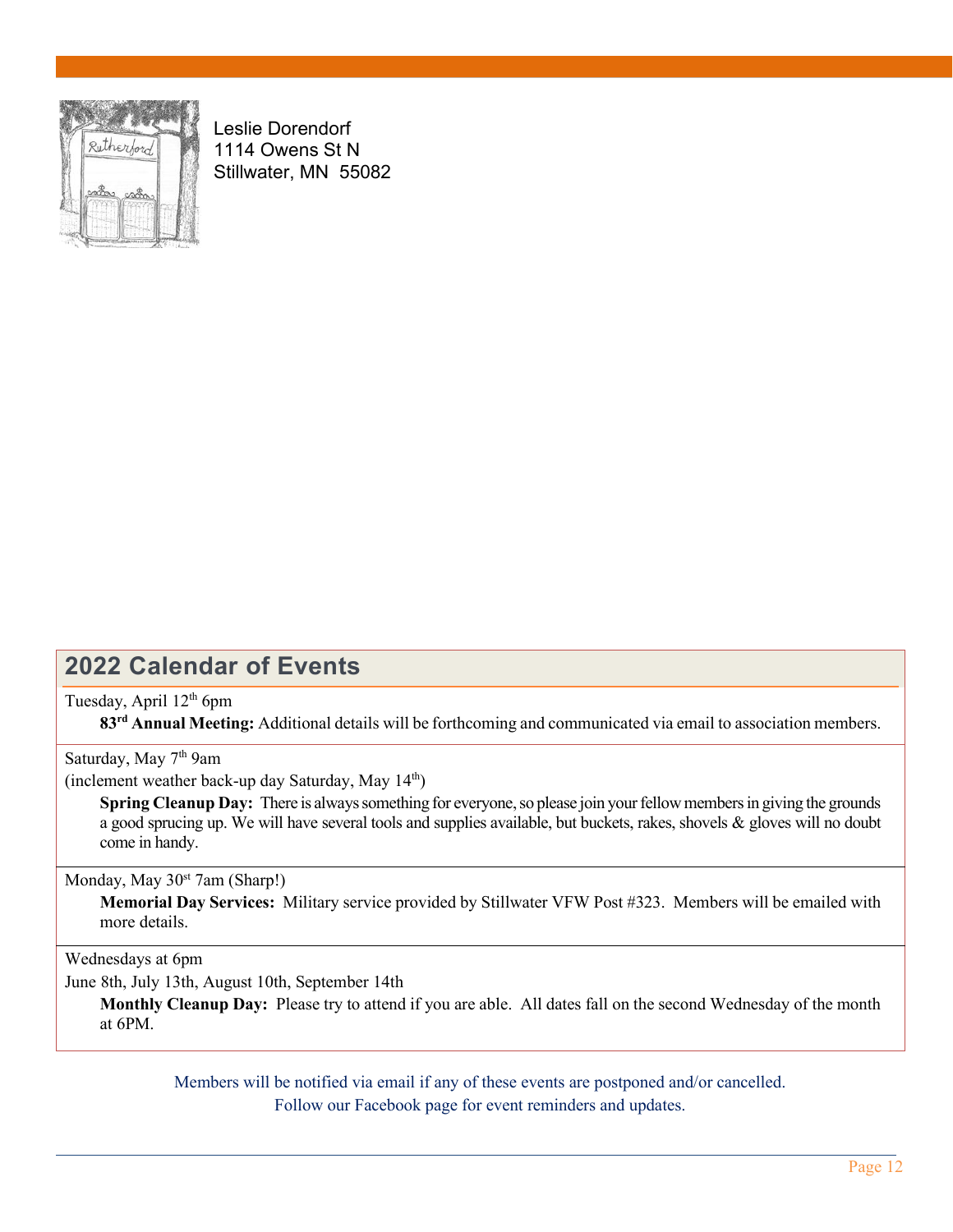Leslie Dorendorf
1114 Owens St N
Stillwater, MN 55082

## 2022 Calendar of Events

Tuesday, April 12th 6pm

**83rd Annual Meeting:** Additional details will be forthcoming and communicated via email to association members.

Saturday, May 7th 9am
(inclement weather back-up day Saturday, May 14th)

**Spring Cleanup Day:** There is always something for everyone, so please join your fellow members in giving the grounds a good sprucing up. We will have several tools and supplies available, but buckets, rakes, shovels & gloves will no doubt come in handy.

Monday, May 30st 7am (Sharp!)

**Memorial Day Services:** Military service provided by Stillwater VFW Post #323. Members will be emailed with more details.

Wednesdays at 6pm
June 8th, July 13th, August 10th, September 14th

**Monthly Cleanup Day:** Please try to attend if you are able. All dates fall on the second Wednesday of the month at 6PM.

Members will be notified via email if any of these events are postponed and/or cancelled.
Follow our Facebook page for event reminders and updates.